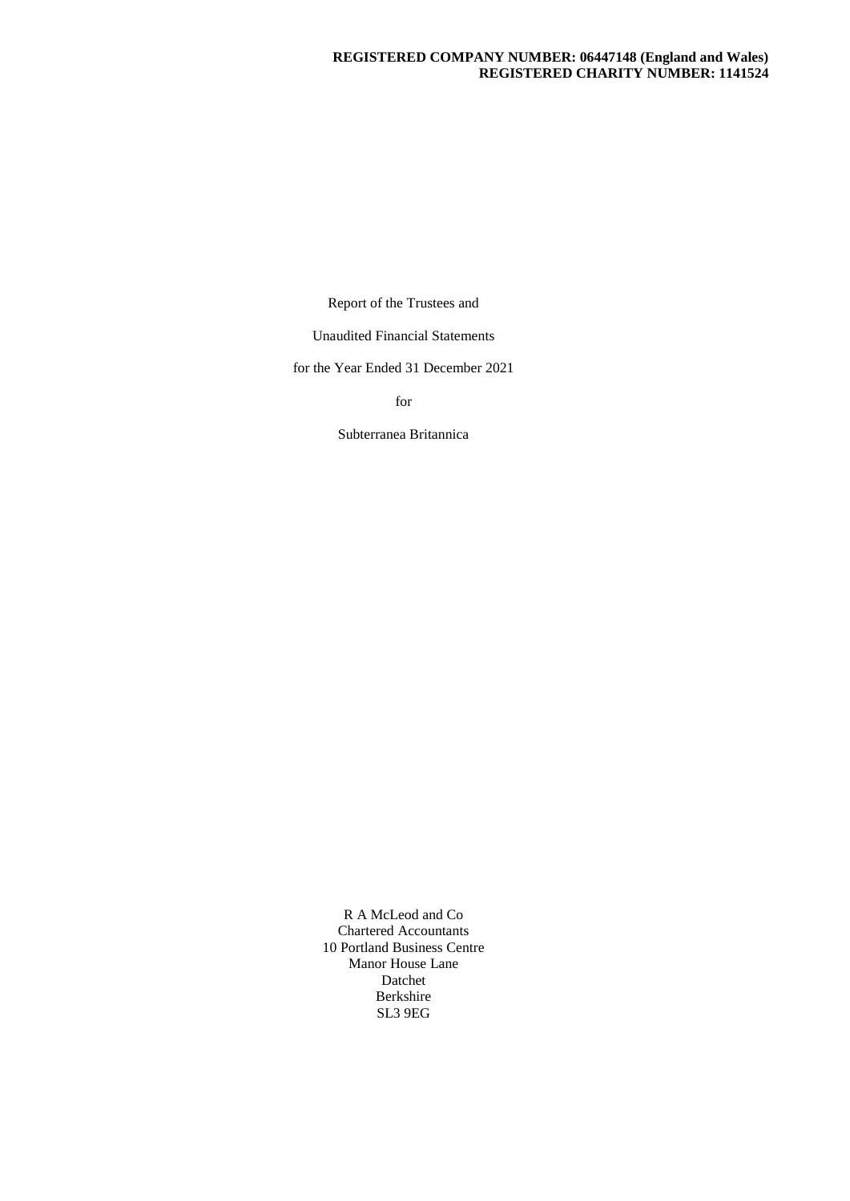**REGISTERED COMPANY NUMBER: 06447148 (England and Wales)**
**REGISTERED CHARITY NUMBER: 1141524**

Report of the Trustees and

Unaudited Financial Statements

for the Year Ended 31 December 2021

for

Subterranea Britannica

R A McLeod and Co
Chartered Accountants
10 Portland Business Centre
Manor House Lane
Datchet
Berkshire
SL3 9EG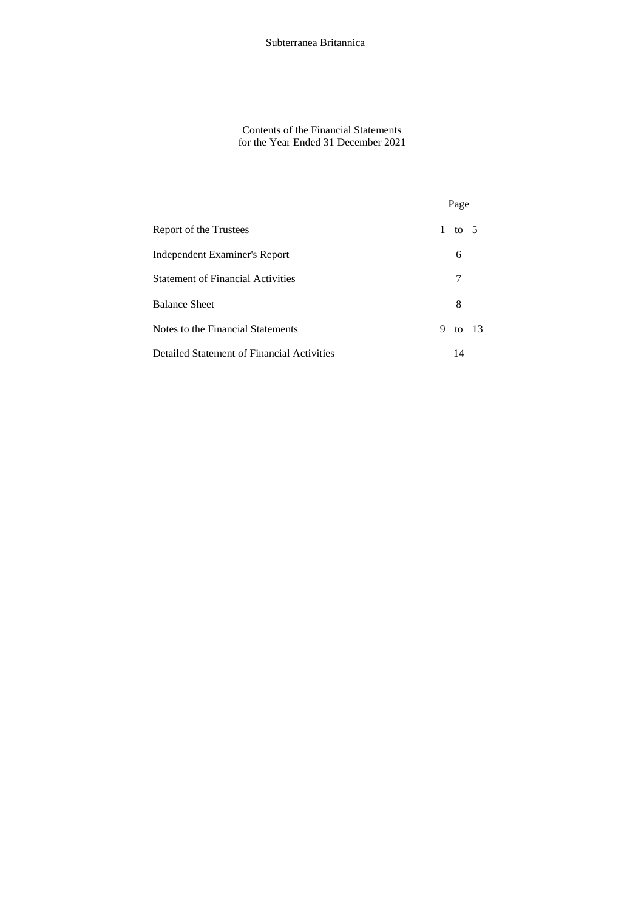Subterranea Britannica

# Contents of the Financial Statements for the Year Ended 31 December 2021

| | Page |
|---|---|
| Report of the Trustees | 1 to 5 |
| Independent Examiner's Report | 6 |
| Statement of Financial Activities | 7 |
| Balance Sheet | 8 |
| Notes to the Financial Statements | 9 to 13 |
| Detailed Statement of Financial Activities | 14 |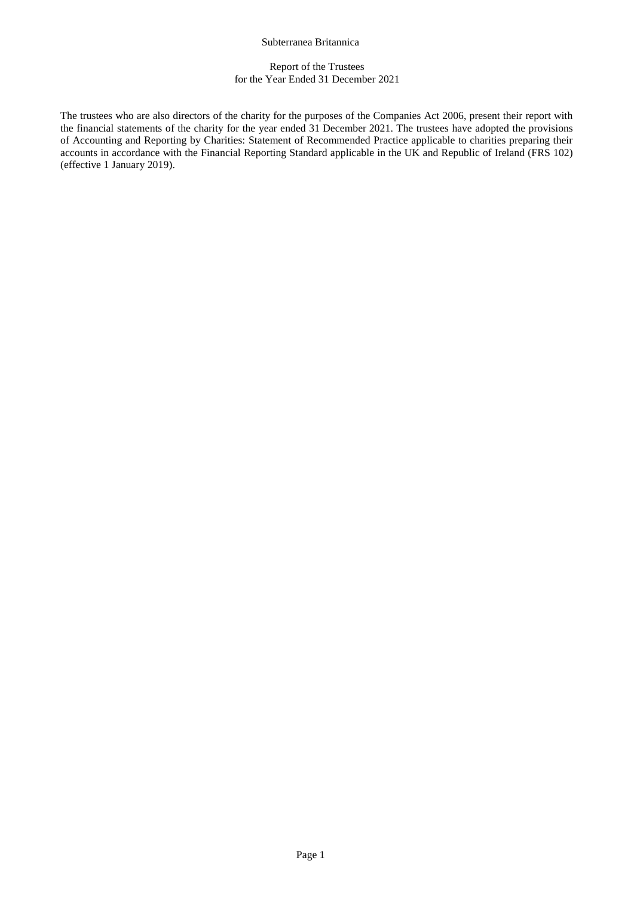# Subterranea Britannica

## Report of the Trustees
## for the Year Ended 31 December 2021

The trustees who are also directors of the charity for the purposes of the Companies Act 2006, present their report with the financial statements of the charity for the year ended 31 December 2021. The trustees have adopted the provisions of Accounting and Reporting by Charities: Statement of Recommended Practice applicable to charities preparing their accounts in accordance with the Financial Reporting Standard applicable in the UK and Republic of Ireland (FRS 102) (effective 1 January 2019).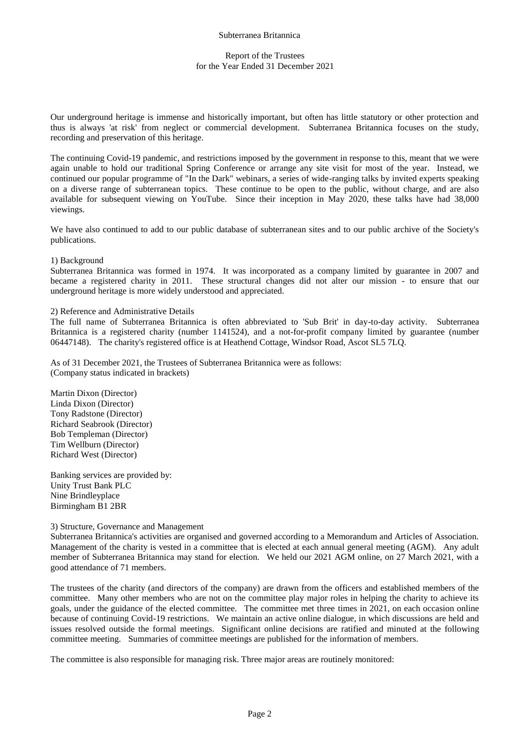Subterranea Britannica

Report of the Trustees
for the Year Ended 31 December 2021

Our underground heritage is immense and historically important, but often has little statutory or other protection and thus is always 'at risk' from neglect or commercial development. Subterranea Britannica focuses on the study, recording and preservation of this heritage.

The continuing Covid-19 pandemic, and restrictions imposed by the government in response to this, meant that we were again unable to hold our traditional Spring Conference or arrange any site visit for most of the year. Instead, we continued our popular programme of "In the Dark" webinars, a series of wide-ranging talks by invited experts speaking on a diverse range of subterranean topics. These continue to be open to the public, without charge, and are also available for subsequent viewing on YouTube. Since their inception in May 2020, these talks have had 38,000 viewings.

We have also continued to add to our public database of subterranean sites and to our public archive of the Society's publications.

1) Background
Subterranea Britannica was formed in 1974. It was incorporated as a company limited by guarantee in 2007 and became a registered charity in 2011. These structural changes did not alter our mission - to ensure that our underground heritage is more widely understood and appreciated.

2) Reference and Administrative Details
The full name of Subterranea Britannica is often abbreviated to 'Sub Brit' in day-to-day activity. Subterranea Britannica is a registered charity (number 1141524), and a not-for-profit company limited by guarantee (number 06447148). The charity's registered office is at Heathend Cottage, Windsor Road, Ascot SL5 7LQ.

As of 31 December 2021, the Trustees of Subterranea Britannica were as follows:
(Company status indicated in brackets)

Martin Dixon (Director)
Linda Dixon (Director)
Tony Radstone (Director)
Richard Seabrook (Director)
Bob Templeman (Director)
Tim Wellburn (Director)
Richard West (Director)

Banking services are provided by:
Unity Trust Bank PLC
Nine Brindleyplace
Birmingham B1 2BR

3) Structure, Governance and Management
Subterranea Britannica's activities are organised and governed according to a Memorandum and Articles of Association. Management of the charity is vested in a committee that is elected at each annual general meeting (AGM). Any adult member of Subterranea Britannica may stand for election. We held our 2021 AGM online, on 27 March 2021, with a good attendance of 71 members.

The trustees of the charity (and directors of the company) are drawn from the officers and established members of the committee. Many other members who are not on the committee play major roles in helping the charity to achieve its goals, under the guidance of the elected committee. The committee met three times in 2021, on each occasion online because of continuing Covid-19 restrictions. We maintain an active online dialogue, in which discussions are held and issues resolved outside the formal meetings. Significant online decisions are ratified and minuted at the following committee meeting. Summaries of committee meetings are published for the information of members.

The committee is also responsible for managing risk. Three major areas are routinely monitored: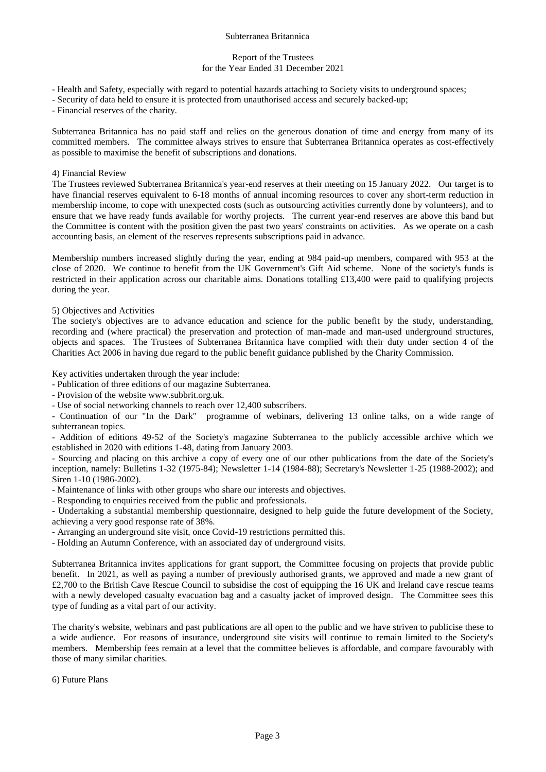- Health and Safety, especially with regard to potential hazards attaching to Society visits to underground spaces;
- Security of data held to ensure it is protected from unauthorised access and securely backed-up;
- Financial reserves of the charity.

Subterranea Britannica has no paid staff and relies on the generous donation of time and energy from many of its committed members. The committee always strives to ensure that Subterranea Britannica operates as cost-effectively as possible to maximise the benefit of subscriptions and donations.

4) Financial Review

The Trustees reviewed Subterranea Britannica's year-end reserves at their meeting on 15 January 2022. Our target is to have financial reserves equivalent to 6-18 months of annual incoming resources to cover any short-term reduction in membership income, to cope with unexpected costs (such as outsourcing activities currently done by volunteers), and to ensure that we have ready funds available for worthy projects. The current year-end reserves are above this band but the Committee is content with the position given the past two years' constraints on activities. As we operate on a cash accounting basis, an element of the reserves represents subscriptions paid in advance.

Membership numbers increased slightly during the year, ending at 984 paid-up members, compared with 953 at the close of 2020. We continue to benefit from the UK Government's Gift Aid scheme. None of the society's funds is restricted in their application across our charitable aims. Donations totalling £13,400 were paid to qualifying projects during the year.

5) Objectives and Activities

The society's objectives are to advance education and science for the public benefit by the study, understanding, recording and (where practical) the preservation and protection of man-made and man-used underground structures, objects and spaces. The Trustees of Subterranea Britannica have complied with their duty under section 4 of the Charities Act 2006 in having due regard to the public benefit guidance published by the Charity Commission.

Key activities undertaken through the year include:

- Publication of three editions of our magazine Subterranea.
- Provision of the website www.subbrit.org.uk.
- Use of social networking channels to reach over 12,400 subscribers.
- Continuation of our "In the Dark" programme of webinars, delivering 13 online talks, on a wide range of subterranean topics.
- Addition of editions 49-52 of the Society's magazine Subterranea to the publicly accessible archive which we established in 2020 with editions 1-48, dating from January 2003.
- Sourcing and placing on this archive a copy of every one of our other publications from the date of the Society's inception, namely: Bulletins 1-32 (1975-84); Newsletter 1-14 (1984-88); Secretary's Newsletter 1-25 (1988-2002); and Siren 1-10 (1986-2002).
- Maintenance of links with other groups who share our interests and objectives.
- Responding to enquiries received from the public and professionals.
- Undertaking a substantial membership questionnaire, designed to help guide the future development of the Society, achieving a very good response rate of 38%.
- Arranging an underground site visit, once Covid-19 restrictions permitted this.
- Holding an Autumn Conference, with an associated day of underground visits.

Subterranea Britannica invites applications for grant support, the Committee focusing on projects that provide public benefit. In 2021, as well as paying a number of previously authorised grants, we approved and made a new grant of £2,700 to the British Cave Rescue Council to subsidise the cost of equipping the 16 UK and Ireland cave rescue teams with a newly developed casualty evacuation bag and a casualty jacket of improved design. The Committee sees this type of funding as a vital part of our activity.

The charity's website, webinars and past publications are all open to the public and we have striven to publicise these to a wide audience. For reasons of insurance, underground site visits will continue to remain limited to the Society's members. Membership fees remain at a level that the committee believes is affordable, and compare favourably with those of many similar charities.

6) Future Plans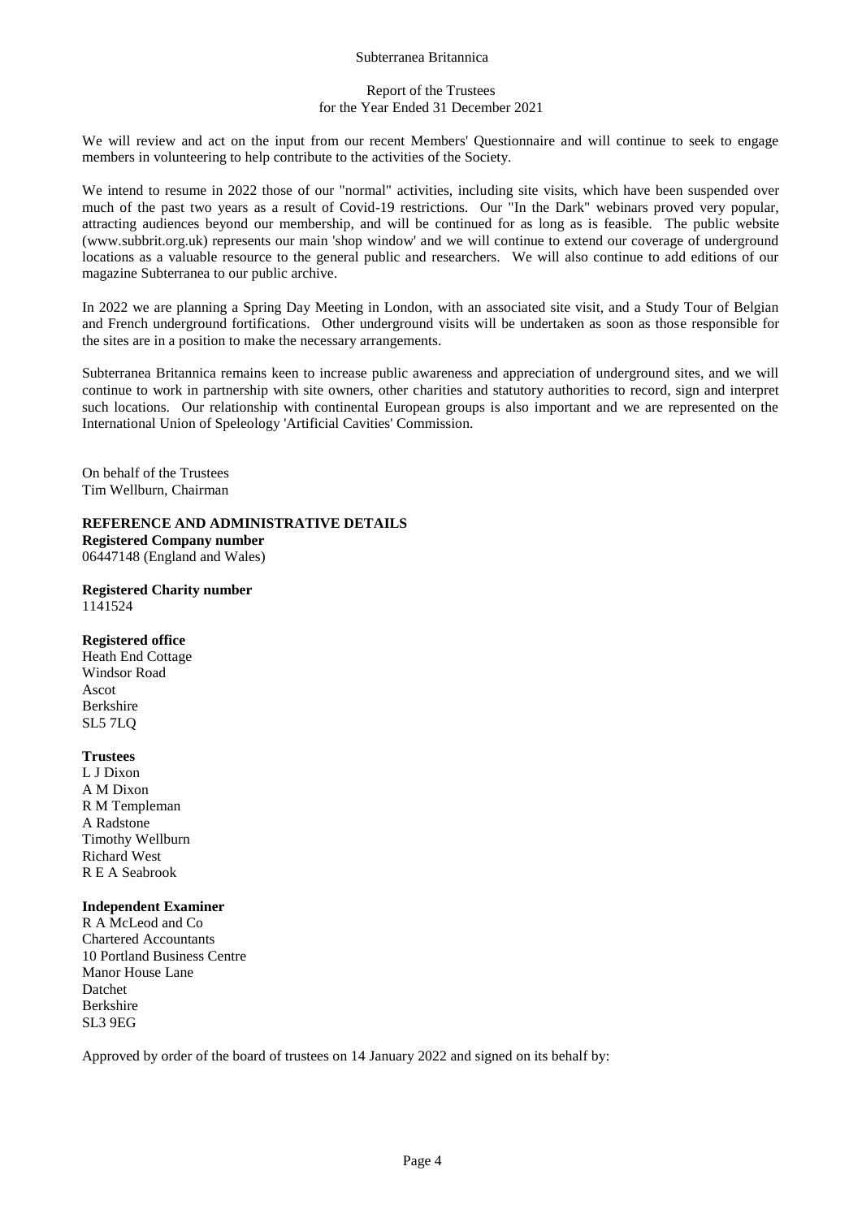We will review and act on the input from our recent Members' Questionnaire and will continue to seek to engage members in volunteering to help contribute to the activities of the Society.

We intend to resume in 2022 those of our "normal" activities, including site visits, which have been suspended over much of the past two years as a result of Covid-19 restrictions. Our "In the Dark" webinars proved very popular, attracting audiences beyond our membership, and will be continued for as long as is feasible. The public website (www.subbrit.org.uk) represents our main 'shop window' and we will continue to extend our coverage of underground locations as a valuable resource to the general public and researchers. We will also continue to add editions of our magazine Subterranea to our public archive.

In 2022 we are planning a Spring Day Meeting in London, with an associated site visit, and a Study Tour of Belgian and French underground fortifications. Other underground visits will be undertaken as soon as those responsible for the sites are in a position to make the necessary arrangements.

Subterranea Britannica remains keen to increase public awareness and appreciation of underground sites, and we will continue to work in partnership with site owners, other charities and statutory authorities to record, sign and interpret such locations. Our relationship with continental European groups is also important and we are represented on the International Union of Speleology 'Artificial Cavities' Commission.

On behalf of the Trustees
Tim Wellburn, Chairman

## REFERENCE AND ADMINISTRATIVE DETAILS

**Registered Company number**
06447148 (England and Wales)

**Registered Charity number**
1141524

**Registered office**
Heath End Cottage
Windsor Road
Ascot
Berkshire
SL5 7LQ

**Trustees**
L J Dixon
A M Dixon
R M Templeman
A Radstone
Timothy Wellburn
Richard West
R E A Seabrook

**Independent Examiner**
R A McLeod and Co
Chartered Accountants
10 Portland Business Centre
Manor House Lane
Datchet
Berkshire
SL3 9EG

Approved by order of the board of trustees on 14 January 2022 and signed on its behalf by: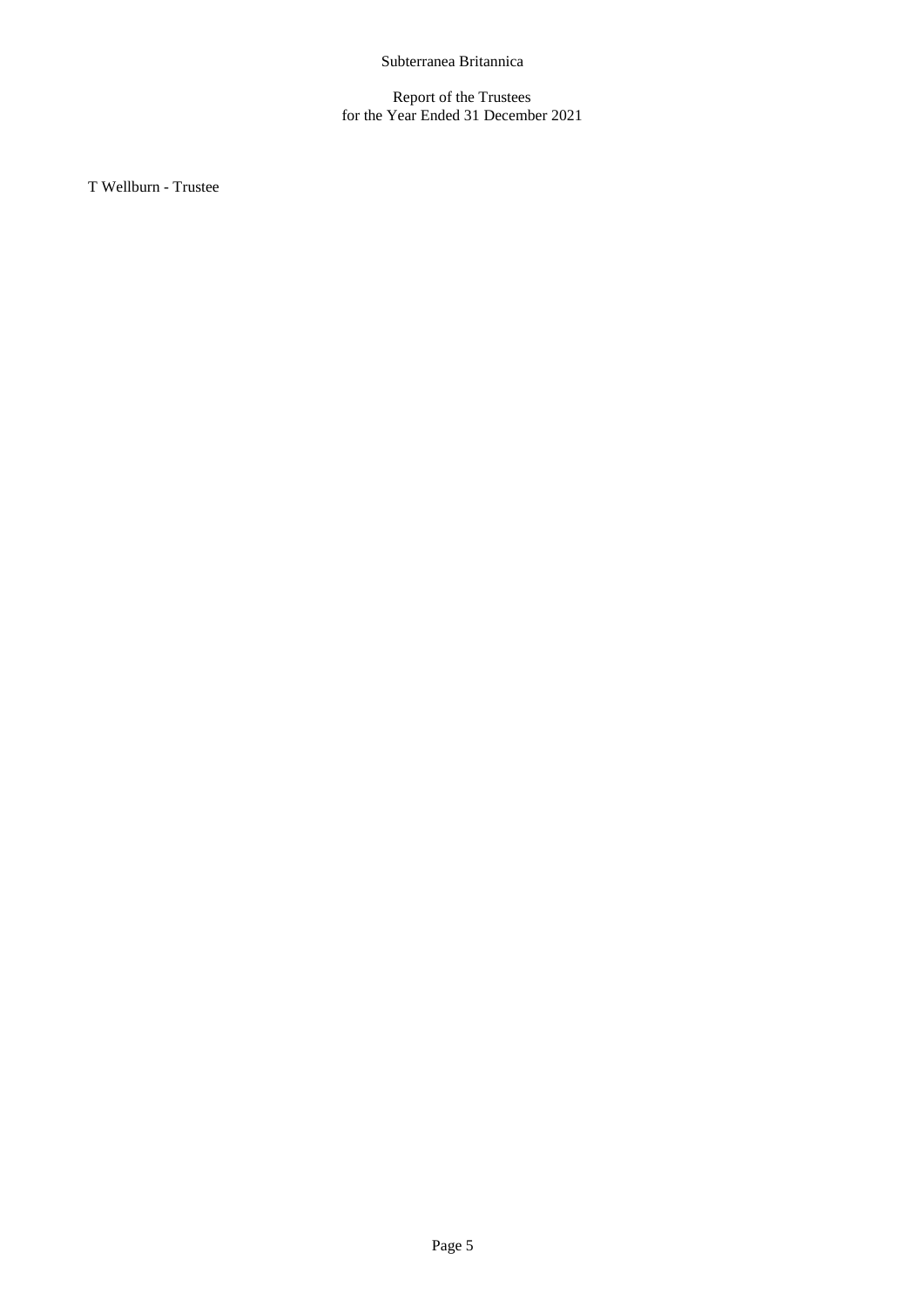T Wellburn - Trustee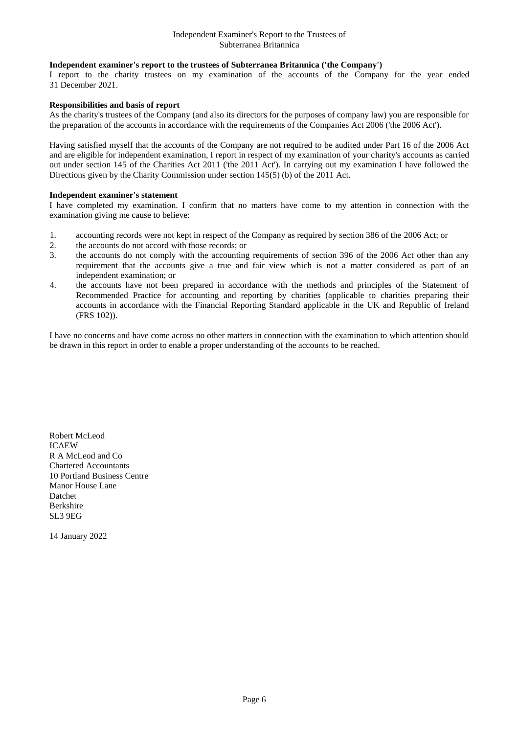## Independent examiner's report to the trustees of Subterranea Britannica ('the Company')

I report to the charity trustees on my examination of the accounts of the Company for the year ended 31 December 2021.

### Responsibilities and basis of report

As the charity's trustees of the Company (and also its directors for the purposes of company law) you are responsible for the preparation of the accounts in accordance with the requirements of the Companies Act 2006 ('the 2006 Act').

Having satisfied myself that the accounts of the Company are not required to be audited under Part 16 of the 2006 Act and are eligible for independent examination, I report in respect of my examination of your charity's accounts as carried out under section 145 of the Charities Act 2011 ('the 2011 Act'). In carrying out my examination I have followed the Directions given by the Charity Commission under section 145(5) (b) of the 2011 Act.

### Independent examiner's statement

I have completed my examination. I confirm that no matters have come to my attention in connection with the examination giving me cause to believe:

1. accounting records were not kept in respect of the Company as required by section 386 of the 2006 Act; or
2. the accounts do not accord with those records; or
3. the accounts do not comply with the accounting requirements of section 396 of the 2006 Act other than any requirement that the accounts give a true and fair view which is not a matter considered as part of an independent examination; or
4. the accounts have not been prepared in accordance with the methods and principles of the Statement of Recommended Practice for accounting and reporting by charities (applicable to charities preparing their accounts in accordance with the Financial Reporting Standard applicable in the UK and Republic of Ireland (FRS 102)).

I have no concerns and have come across no other matters in connection with the examination to which attention should be drawn in this report in order to enable a proper understanding of the accounts to be reached.

Robert McLeod  
ICAEW  
R A McLeod and Co  
Chartered Accountants  
10 Portland Business Centre  
Manor House Lane  
Datchet  
Berkshire  
SL3 9EG

14 January 2022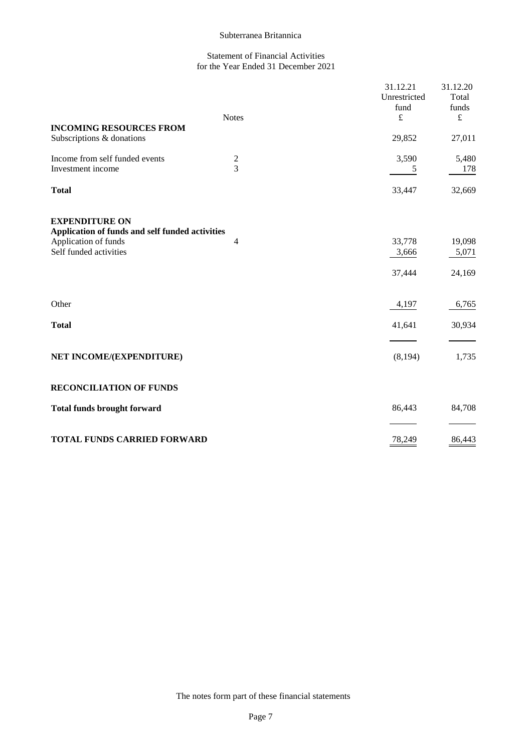Subterranea Britannica

## Statement of Financial Activities
for the Year Ended 31 December 2021

| | Notes | 31.12.21 Unrestricted fund £ | 31.12.20 Total funds £ |
|---|---|---|---|
| **INCOMING RESOURCES FROM** | | | |
| Subscriptions & donations | | 29,852 | 27,011 |
| Income from self funded events | 2 | 3,590 | 5,480 |
| Investment income | 3 | 5 | 178 |
| **Total** | | 33,447 | 32,669 |
| **EXPENDITURE ON** | | | |
| **Application of funds and self funded activities** | | | |
| Application of funds | 4 | 33,778 | 19,098 |
| Self funded activities | | 3,666 | 5,071 |
| | | 37,444 | 24,169 |
| Other | | 4,197 | 6,765 |
| **Total** | | 41,641 | 30,934 |
| **NET INCOME/(EXPENDITURE)** | | (8,194) | 1,735 |
| **RECONCILIATION OF FUNDS** | | | |
| **Total funds brought forward** | | 86,443 | 84,708 |
| **TOTAL FUNDS CARRIED FORWARD** | | 78,249 | 86,443 |

The notes form part of these financial statements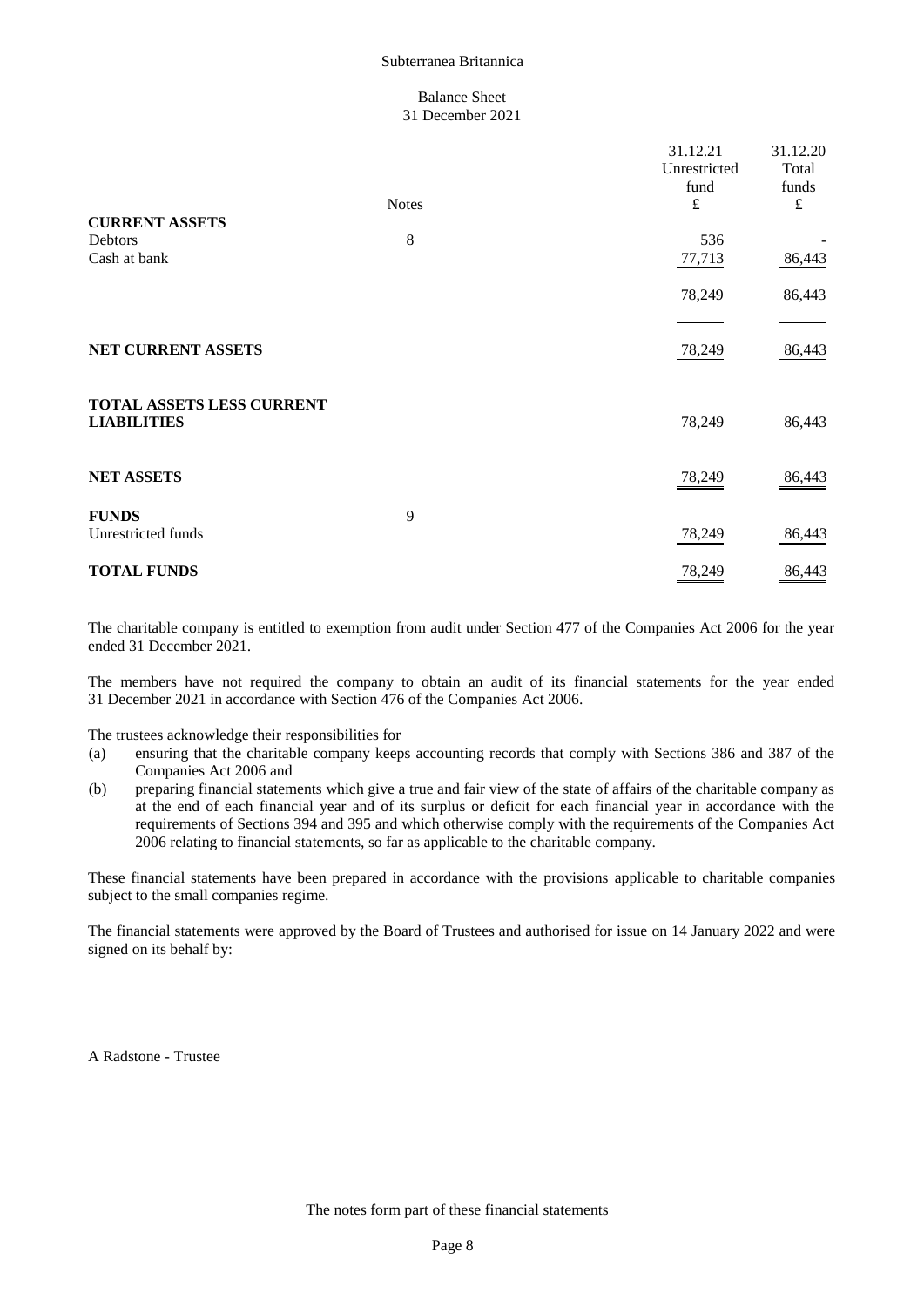Subterranea Britannica

# Balance Sheet
31 December 2021

| | Notes | 31.12.21 Unrestricted fund £ | 31.12.20 Total funds £ |
|---|---|---|---|
| **CURRENT ASSETS** | | | |
| Debtors | 8 | 536 | - |
| Cash at bank | | 77,713 | 86,443 |
| | | 78,249 | 86,443 |
| **NET CURRENT ASSETS** | | 78,249 | 86,443 |
| **TOTAL ASSETS LESS CURRENT LIABILITIES** | | 78,249 | 86,443 |
| **NET ASSETS** | | 78,249 | 86,443 |
| **FUNDS** | 9 | | |
| Unrestricted funds | | 78,249 | 86,443 |
| **TOTAL FUNDS** | | 78,249 | 86,443 |

The charitable company is entitled to exemption from audit under Section 477 of the Companies Act 2006 for the year ended 31 December 2021.

The members have not required the company to obtain an audit of its financial statements for the year ended 31 December 2021 in accordance with Section 476 of the Companies Act 2006.

The trustees acknowledge their responsibilities for

(a) ensuring that the charitable company keeps accounting records that comply with Sections 386 and 387 of the Companies Act 2006 and

(b) preparing financial statements which give a true and fair view of the state of affairs of the charitable company as at the end of each financial year and of its surplus or deficit for each financial year in accordance with the requirements of Sections 394 and 395 and which otherwise comply with the requirements of the Companies Act 2006 relating to financial statements, so far as applicable to the charitable company.

These financial statements have been prepared in accordance with the provisions applicable to charitable companies subject to the small companies regime.

The financial statements were approved by the Board of Trustees and authorised for issue on 14 January 2022 and were signed on its behalf by:

A Radstone - Trustee

The notes form part of these financial statements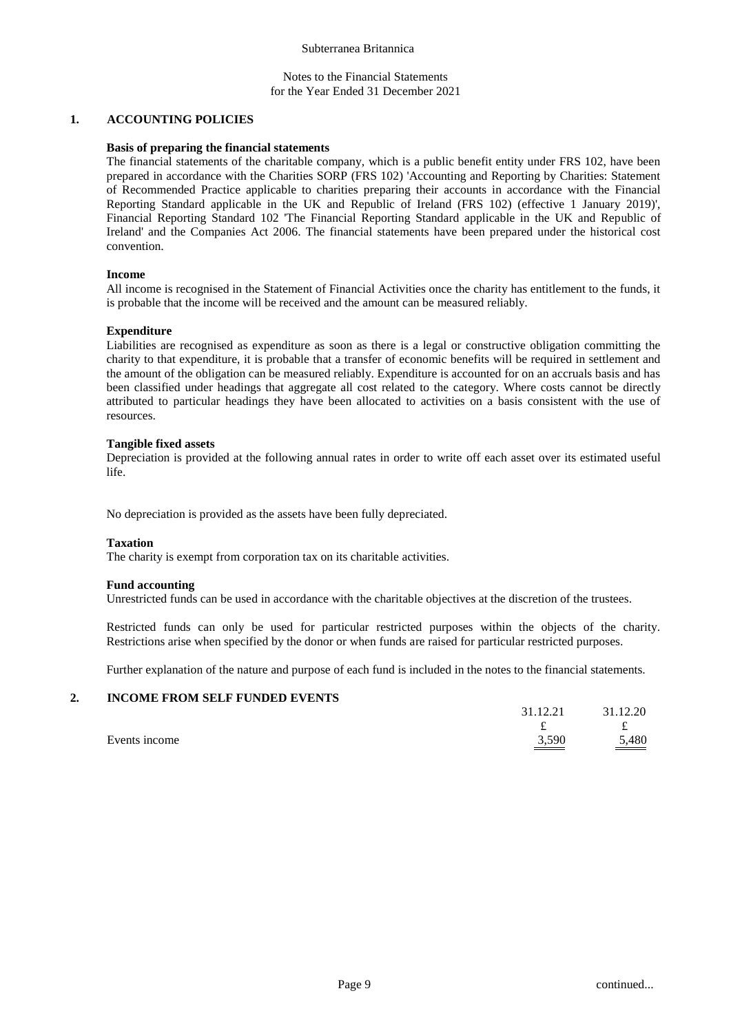# 1. ACCOUNTING POLICIES

**Basis of preparing the financial statements**

The financial statements of the charitable company, which is a public benefit entity under FRS 102, have been prepared in accordance with the Charities SORP (FRS 102) 'Accounting and Reporting by Charities: Statement of Recommended Practice applicable to charities preparing their accounts in accordance with the Financial Reporting Standard applicable in the UK and Republic of Ireland (FRS 102) (effective 1 January 2019)', Financial Reporting Standard 102 'The Financial Reporting Standard applicable in the UK and Republic of Ireland' and the Companies Act 2006. The financial statements have been prepared under the historical cost convention.

**Income**

All income is recognised in the Statement of Financial Activities once the charity has entitlement to the funds, it is probable that the income will be received and the amount can be measured reliably.

**Expenditure**

Liabilities are recognised as expenditure as soon as there is a legal or constructive obligation committing the charity to that expenditure, it is probable that a transfer of economic benefits will be required in settlement and the amount of the obligation can be measured reliably. Expenditure is accounted for on an accruals basis and has been classified under headings that aggregate all cost related to the category. Where costs cannot be directly attributed to particular headings they have been allocated to activities on a basis consistent with the use of resources.

**Tangible fixed assets**

Depreciation is provided at the following annual rates in order to write off each asset over its estimated useful life.

No depreciation is provided as the assets have been fully depreciated.

**Taxation**

The charity is exempt from corporation tax on its charitable activities.

**Fund accounting**

Unrestricted funds can be used in accordance with the charitable objectives at the discretion of the trustees.

Restricted funds can only be used for particular restricted purposes within the objects of the charity. Restrictions arise when specified by the donor or when funds are raised for particular restricted purposes.

Further explanation of the nature and purpose of each fund is included in the notes to the financial statements.

# 2. INCOME FROM SELF FUNDED EVENTS

| | 31.12.21 | 31.12.20 |
|---|---|---|
| | £ | £ |
| Events income | 3,590 | 5,480 |

continued...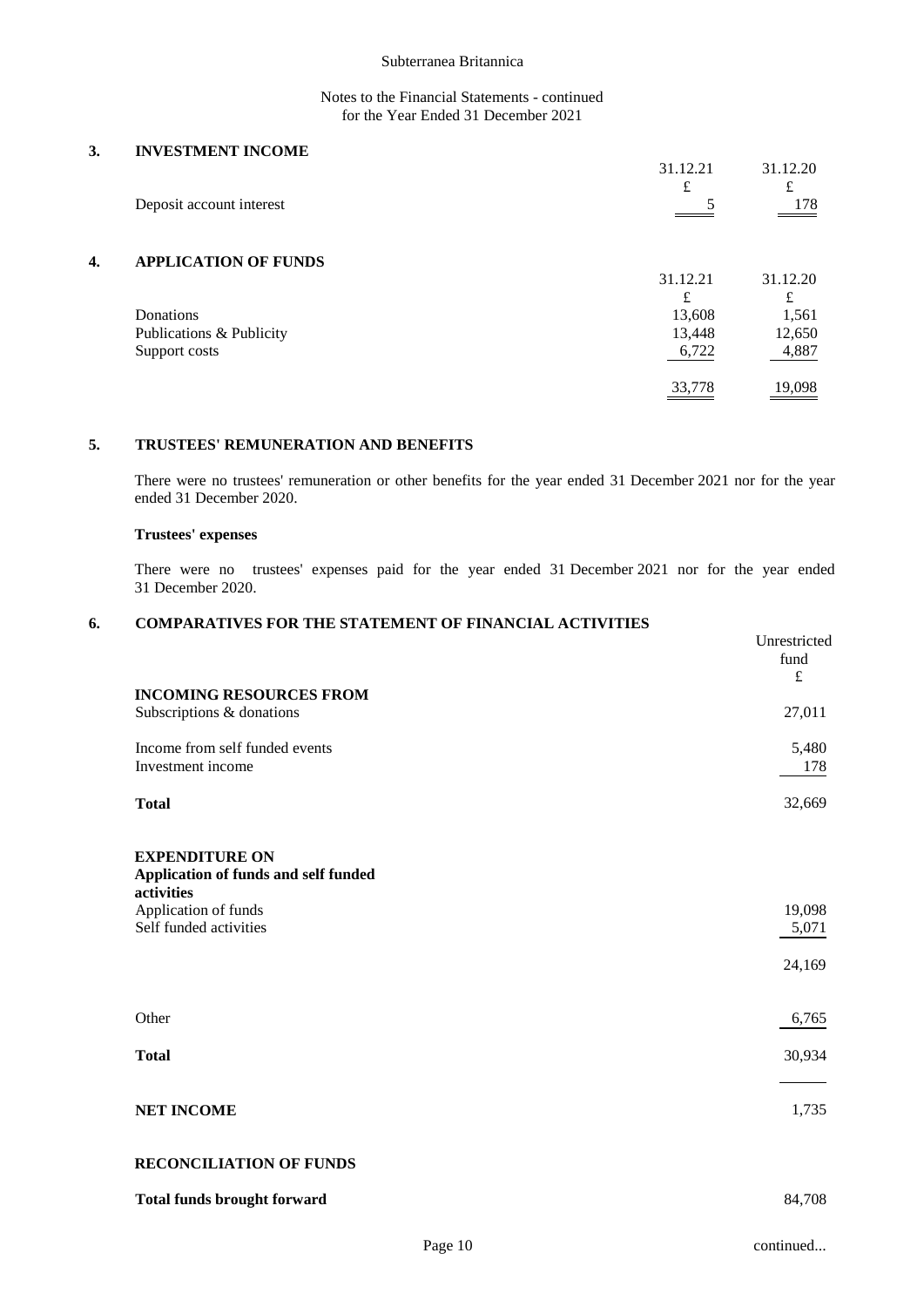## 3. INVESTMENT INCOME

| | 31.12.21 | 31.12.20 |
|---|---|---|
| | £ | £ |
| Deposit account interest | 5 | 178 |

## 4. APPLICATION OF FUNDS

| | 31.12.21 | 31.12.20 |
|---|---|---|
| | £ | £ |
| Donations | 13,608 | 1,561 |
| Publications & Publicity | 13,448 | 12,650 |
| Support costs | 6,722 | 4,887 |
| | 33,778 | 19,098 |

## 5. TRUSTEES' REMUNERATION AND BENEFITS

There were no trustees' remuneration or other benefits for the year ended 31 December 2021 nor for the year ended 31 December 2020.

**Trustees' expenses**

There were no trustees' expenses paid for the year ended 31 December 2021 nor for the year ended 31 December 2020.

## 6. COMPARATIVES FOR THE STATEMENT OF FINANCIAL ACTIVITIES

| | Unrestricted fund |
|---|---|
| | £ |
| **INCOMING RESOURCES FROM** | |
| Subscriptions & donations | 27,011 |
| Income from self funded events | 5,480 |
| Investment income | 178 |
| **Total** | 32,669 |
| **EXPENDITURE ON** | |
| **Application of funds and self funded activities** | |
| Application of funds | 19,098 |
| Self funded activities | 5,071 |
| | 24,169 |
| Other | 6,765 |
| **Total** | 30,934 |
| **NET INCOME** | 1,735 |
| **RECONCILIATION OF FUNDS** | |
| **Total funds brought forward** | 84,708 |

continued...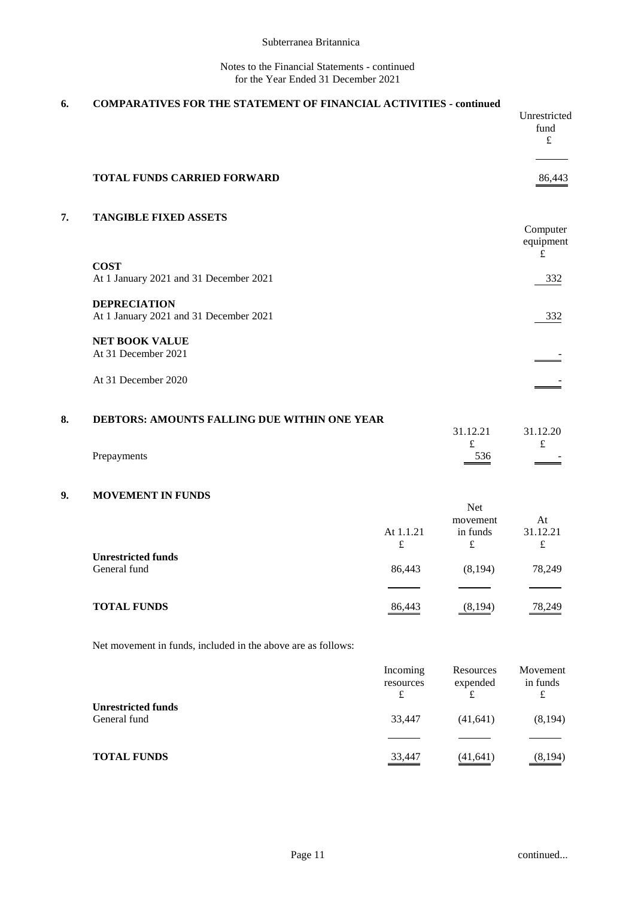Notes to the Financial Statements - continued
for the Year Ended 31 December 2021

## 6. COMPARATIVES FOR THE STATEMENT OF FINANCIAL ACTIVITIES - continued

| | Unrestricted fund £ |
|---|---|
| **TOTAL FUNDS CARRIED FORWARD** | 86,443 |

## 7. TANGIBLE FIXED ASSETS

| | Computer equipment £ |
|---|---|
| **COST** | |
| At 1 January 2021 and 31 December 2021 | 332 |
| **DEPRECIATION** | |
| At 1 January 2021 and 31 December 2021 | 332 |
| **NET BOOK VALUE** | |
| At 31 December 2021 | - |
| At 31 December 2020 | - |

## 8. DEBTORS: AMOUNTS FALLING DUE WITHIN ONE YEAR

| | 31.12.21 £ | 31.12.20 £ |
|---|---|---|
| Prepayments | 536 | - |

## 9. MOVEMENT IN FUNDS

| | At 1.1.21 £ | Net movement in funds £ | At 31.12.21 £ |
|---|---|---|---|
| **Unrestricted funds** | | | |
| General fund | 86,443 | (8,194) | 78,249 |
| **TOTAL FUNDS** | 86,443 | (8,194) | 78,249 |

Net movement in funds, included in the above are as follows:

| | Incoming resources £ | Resources expended £ | Movement in funds £ |
|---|---|---|---|
| **Unrestricted funds** | | | |
| General fund | 33,447 | (41,641) | (8,194) |
| **TOTAL FUNDS** | 33,447 | (41,641) | (8,194) |

continued...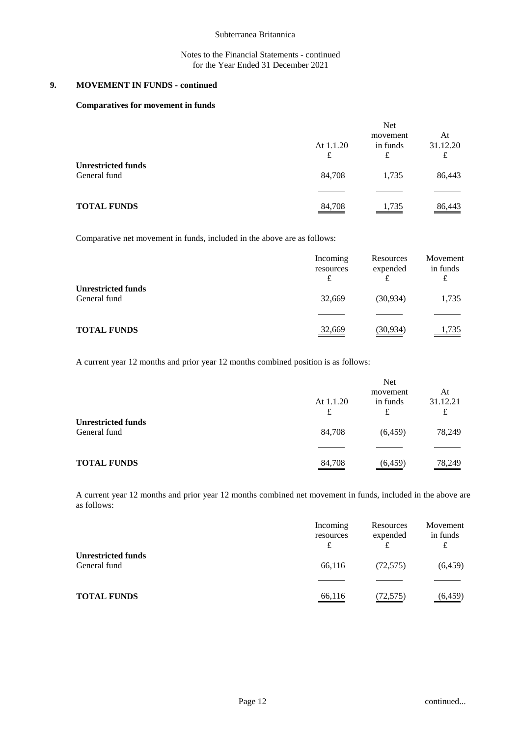## 9. MOVEMENT IN FUNDS - continued

### Comparatives for movement in funds

| | At 1.1.20 £ | Net movement in funds £ | At 31.12.20 £ |
|---|---|---|---|
| **Unrestricted funds** | | | |
| General fund | 84,708 | 1,735 | 86,443 |
| **TOTAL FUNDS** | 84,708 | 1,735 | 86,443 |

Comparative net movement in funds, included in the above are as follows:

| | Incoming resources £ | Resources expended £ | Movement in funds £ |
|---|---|---|---|
| **Unrestricted funds** | | | |
| General fund | 32,669 | (30,934) | 1,735 |
| **TOTAL FUNDS** | 32,669 | (30,934) | 1,735 |

A current year 12 months and prior year 12 months combined position is as follows:

| | At 1.1.20 £ | Net movement in funds £ | At 31.12.21 £ |
|---|---|---|---|
| **Unrestricted funds** | | | |
| General fund | 84,708 | (6,459) | 78,249 |
| **TOTAL FUNDS** | 84,708 | (6,459) | 78,249 |

A current year 12 months and prior year 12 months combined net movement in funds, included in the above are as follows:

| | Incoming resources £ | Resources expended £ | Movement in funds £ |
|---|---|---|---|
| **Unrestricted funds** | | | |
| General fund | 66,116 | (72,575) | (6,459) |
| **TOTAL FUNDS** | 66,116 | (72,575) | (6,459) |

continued...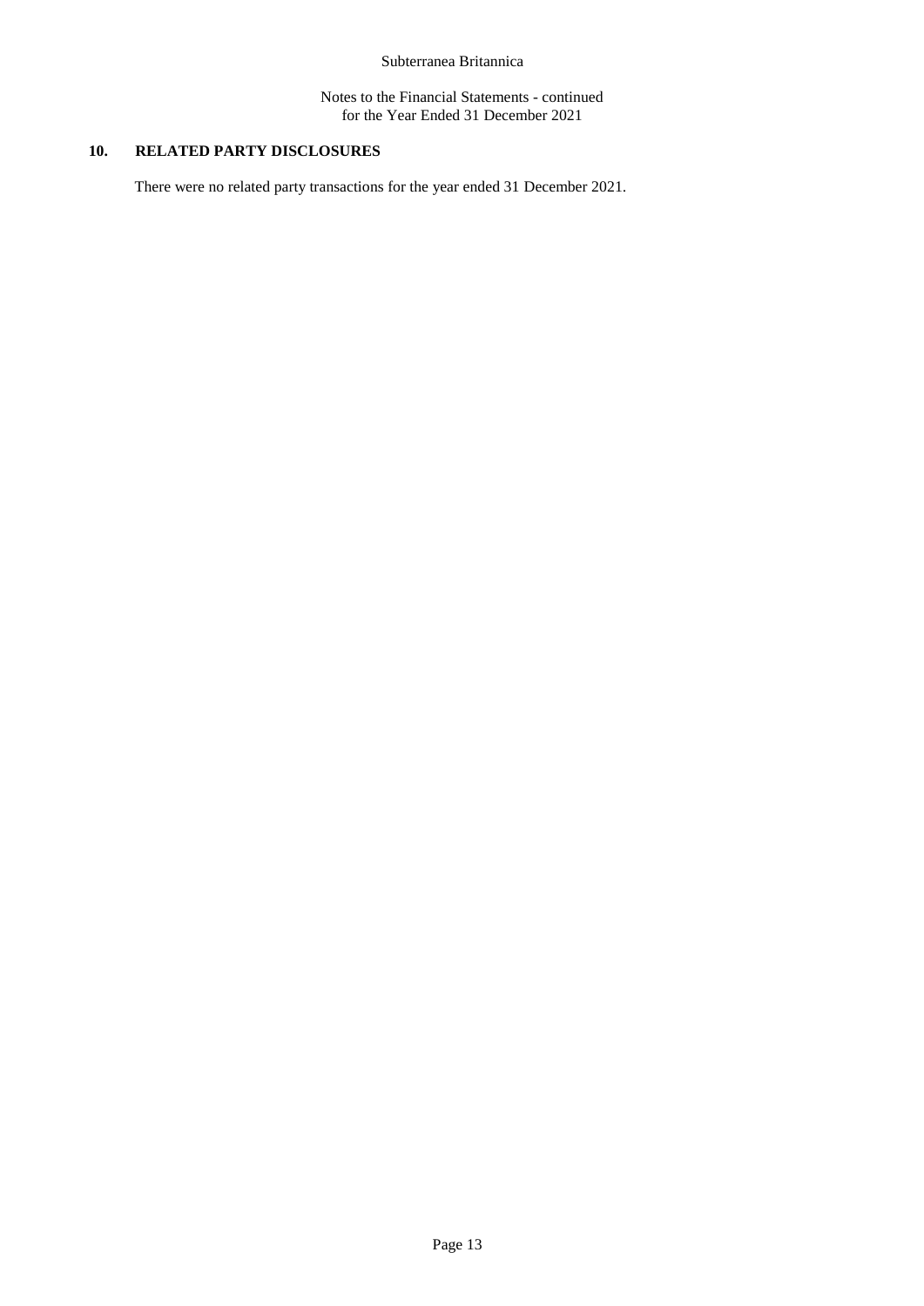## 10. RELATED PARTY DISCLOSURES

There were no related party transactions for the year ended 31 December 2021.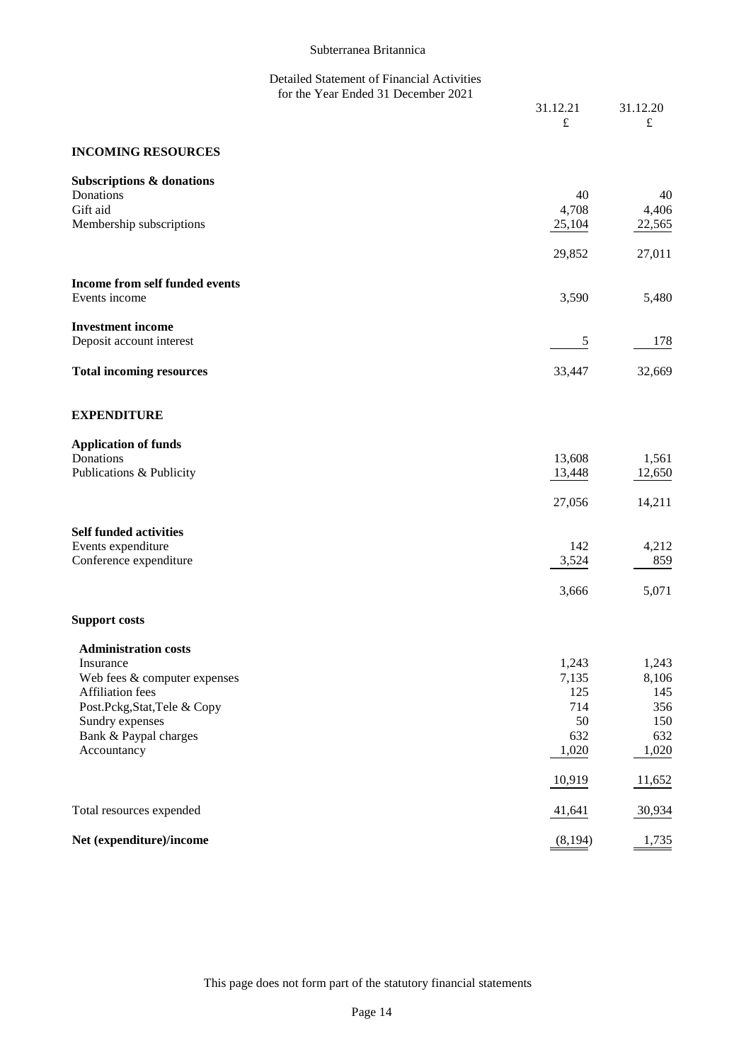Subterranea Britannica

Detailed Statement of Financial Activities
for the Year Ended 31 December 2021

| | 31.12.21 | 31.12.20 |
|---|---|---|
| | £ | £ |
| **INCOMING RESOURCES** | | |
| **Subscriptions & donations** | | |
| Donations | 40 | 40 |
| Gift aid | 4,708 | 4,406 |
| Membership subscriptions | 25,104 | 22,565 |
| | 29,852 | 27,011 |
| **Income from self funded events** | | |
| Events income | 3,590 | 5,480 |
| **Investment income** | | |
| Deposit account interest | 5 | 178 |
| **Total incoming resources** | 33,447 | 32,669 |
| **EXPENDITURE** | | |
| **Application of funds** | | |
| Donations | 13,608 | 1,561 |
| Publications & Publicity | 13,448 | 12,650 |
| | 27,056 | 14,211 |
| **Self funded activities** | | |
| Events expenditure | 142 | 4,212 |
| Conference expenditure | 3,524 | 859 |
| | 3,666 | 5,071 |
| **Support costs** | | |
| **Administration costs** | | |
| Insurance | 1,243 | 1,243 |
| Web fees & computer expenses | 7,135 | 8,106 |
| Affiliation fees | 125 | 145 |
| Post.Pckg,Stat,Tele & Copy | 714 | 356 |
| Sundry expenses | 50 | 150 |
| Bank & Paypal charges | 632 | 632 |
| Accountancy | 1,020 | 1,020 |
| | 10,919 | 11,652 |
| Total resources expended | 41,641 | 30,934 |
| **Net (expenditure)/income** | (8,194) | 1,735 |

This page does not form part of the statutory financial statements